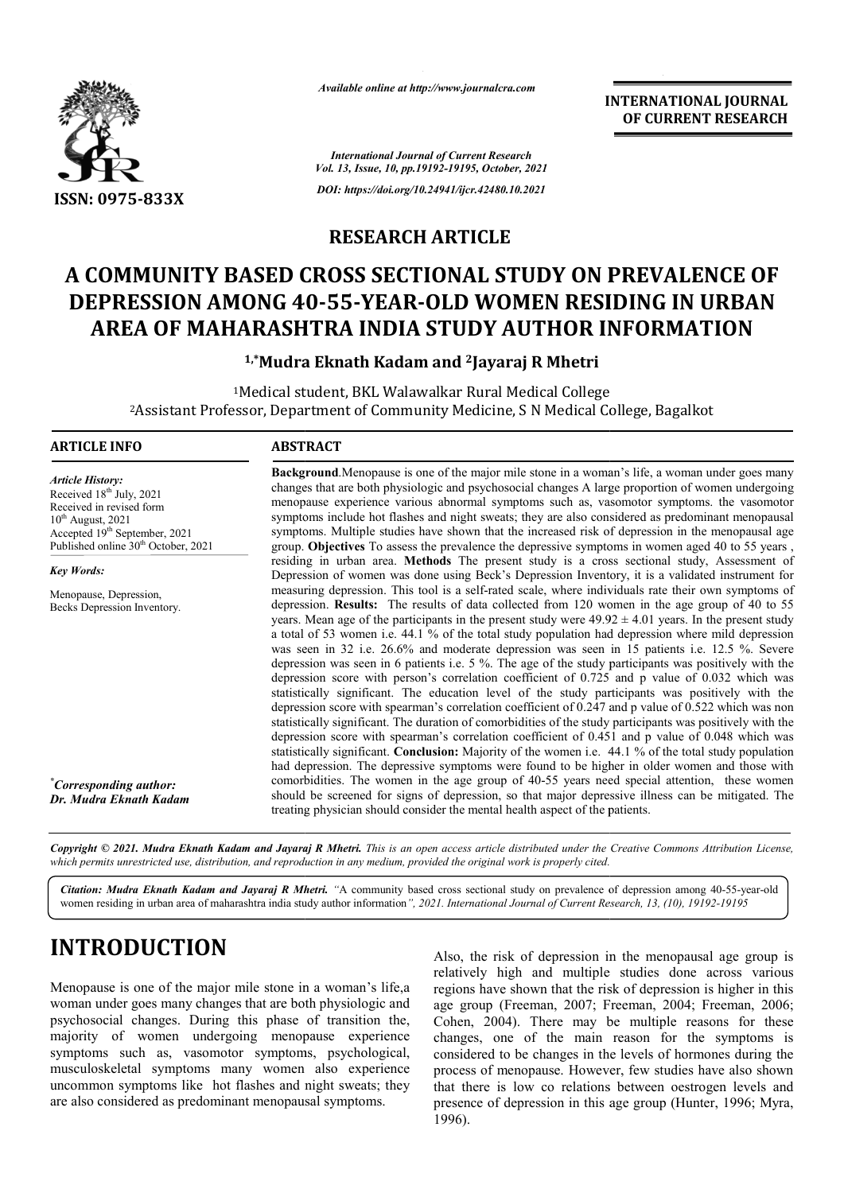**RESEARCH ARTICLE**

# A COMMUNITY BASED CROSS SECTIONAL STUDY ON PREVALENCE OF DEPRESSION AMONG 40-55-YEAR-OLD WOMEN RESIDING IN URBAN AREA OF MAHARASHTRA INDIA STUDY AUTHOR INFORMATION

**[1,*]Mudra Eknath Kadam and [2]Jayaraj R Mhetri**

[1]Medical student, BKL Walawalkar Rural Medical College

[2]Assistant Professor, Department of Community Medicine, S N Medical College, Bagalkot

**ARTICLE INFO**

*Article History:*

Received 18th July, 2021

Received in revised form 10th August, 2021

Accepted 19th September, 2021

Published online 30th October, 2021

*Key Words:*

Menopause, Depression, Becks Depression Inventory.

*Corresponding author: Dr. Mudra Eknath Kadam*

**ABSTRACT**

**Background**.Menopause is one of the major mile stone in a woman's life, a woman under goes many changes that are both physiologic and psychosocial changes A large proportion of women undergoing menopause experience various abnormal symptoms such as, vasomotor symptoms. the vasomotor symptoms include hot flashes and night sweats; they are also considered as predominant menopausal symptoms. Multiple studies have shown that the increased risk of depression in the menopausal age group. **Objectives** To assess the prevalence the depressive symptoms in women aged 40 to 55 years , residing in urban area. **Methods** The present study is a cross sectional study, Assessment of Depression of women was done using Beck's Depression Inventory, it is a validated instrument for measuring depression. This tool is a self-rated scale, where individuals rate their own symptoms of depression. **Results:** The results of data collected from 120 women in the age group of 40 to 55 years. Mean age of the participants in the present study were 49.92 ± 4.01 years. In the present study a total of 53 women i.e. 44.1 % of the total study population had depression where mild depression was seen in 32 i.e. 26.6% and moderate depression was seen in 15 patients i.e. 12.5 %. Severe depression was seen in 6 patients i.e. 5 %. The age of the study participants was positively with the depression score with person's correlation coefficient of 0.725 and p value of 0.032 which was statistically significant. The education level of the study participants was positively with the depression score with spearman's correlation coefficient of 0.247 and p value of 0.522 which was non statistically significant. The duration of comorbidities of the study participants was positively with the depression score with spearman's correlation coefficient of 0.451 and p value of 0.048 which was statistically significant. **Conclusion:** Majority of the women i.e. 44.1 % of the total study population had depression. The depressive symptoms were found to be higher in older women and those with comorbidities. The women in the age group of 40-55 years need special attention, these women should be screened for signs of depression, so that major depressive illness can be mitigated. The treating physician should consider the mental health aspect of the patients.

*Copyright © 2021. Mudra Eknath Kadam and Jayaraj R Mhetri. This is an open access article distributed under the Creative Commons Attribution License, which permits unrestricted use, distribution, and reproduction in any medium, provided the original work is properly cited.*

*Citation: Mudra Eknath Kadam and Jayaraj R Mhetri. "A community based cross sectional study on prevalence of depression among 40-55-year-old women residing in urban area of maharashtra india study author information", 2021. International Journal of Current Research, 13, (10), 19192-19195*

# INTRODUCTION

Menopause is one of the major mile stone in a woman's life,a woman under goes many changes that are both physiologic and psychosocial changes. During this phase of transition the, majority of women undergoing menopause experience symptoms such as, vasomotor symptoms, psychological, musculoskeletal symptoms many women also experience uncommon symptoms like hot flashes and night sweats; they are also considered as predominant menopausal symptoms.

Also, the risk of depression in the menopausal age group is relatively high and multiple studies done across various regions have shown that the risk of depression is higher in this age group (Freeman, 2007; Freeman, 2004; Freeman, 2006; Cohen, 2004). There may be multiple reasons for these changes, one of the main reason for the symptoms is considered to be changes in the levels of hormones during the process of menopause. However, few studies have also shown that there is low co relations between oestrogen levels and presence of depression in this age group (Hunter, 1996; Myra, 1996).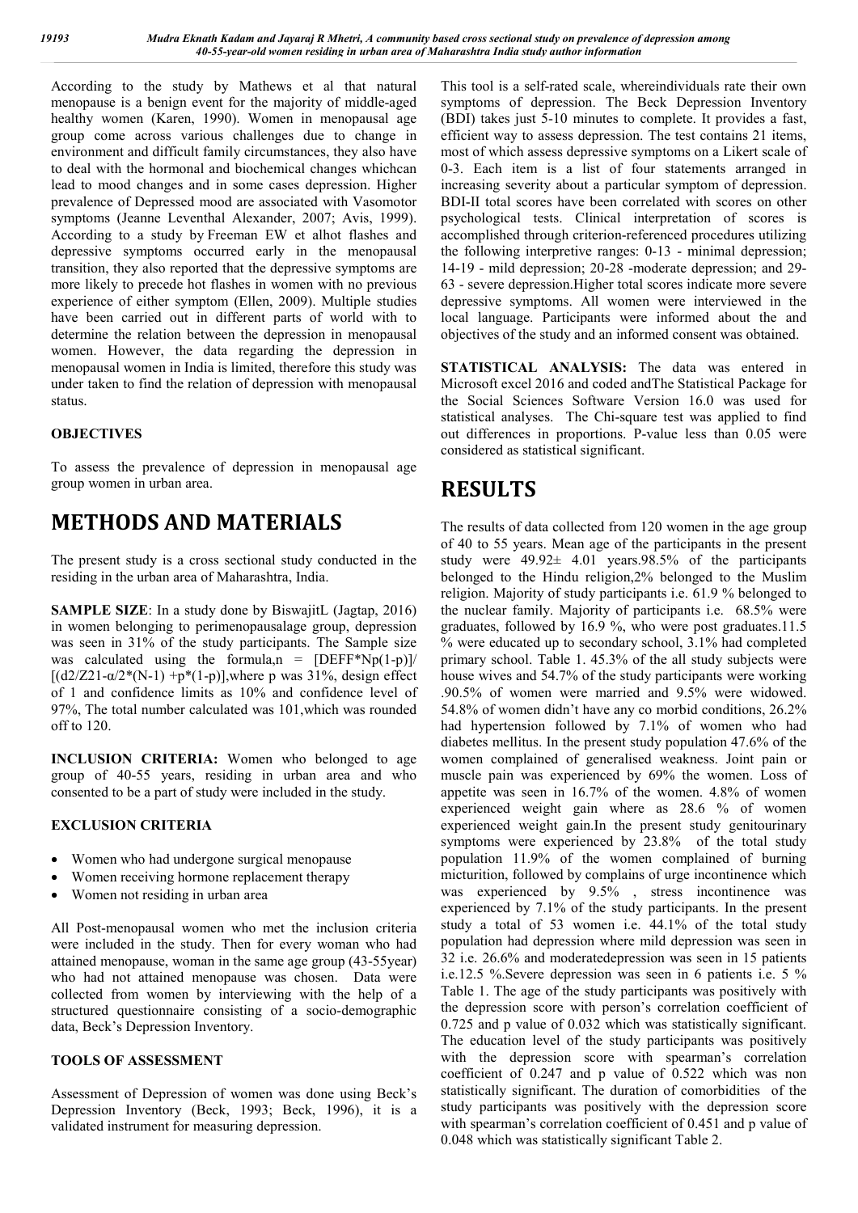According to the study by Mathews et al that natural menopause is a benign event for the majority of middle-aged healthy women (Karen, 1990). Women in menopausal age group come across various challenges due to change in environment and difficult family circumstances, they also have to deal with the hormonal and biochemical changes whichcan lead to mood changes and in some cases depression. Higher prevalence of Depressed mood are associated with Vasomotor symptoms (Jeanne Leventhal Alexander, 2007; Avis, 1999). According to a study by Freeman EW et alhot flashes and depressive symptoms occurred early in the menopausal transition, they also reported that the depressive symptoms are more likely to precede hot flashes in women with no previous experience of either symptom (Ellen, 2009). Multiple studies have been carried out in different parts of world with to determine the relation between the depression in menopausal women. However, the data regarding the depression in menopausal women in India is limited, therefore this study was under taken to find the relation of depression with menopausal status.

### OBJECTIVES

To assess the prevalence of depression in menopausal age group women in urban area.

# METHODS AND MATERIALS

The present study is a cross sectional study conducted in the residing in the urban area of Maharashtra, India.

**SAMPLE SIZE**: In a study done by BiswajitL (Jagtap, 2016) in women belonging to perimenopausalage group, depression was seen in 31% of the study participants. The Sample size was calculated using the formula,n = [DEFF*Np(1-p)]/ [(d2/Z21-α/2*(N-1) +p*(1-p)],where p was 31%, design effect of 1 and confidence limits as 10% and confidence level of 97%, The total number calculated was 101,which was rounded off to 120.

**INCLUSION CRITERIA:** Women who belonged to age group of 40-55 years, residing in urban area and who consented to be a part of study were included in the study.

### EXCLUSION CRITERIA

- Women who had undergone surgical menopause
- Women receiving hormone replacement therapy
- Women not residing in urban area

All Post-menopausal women who met the inclusion criteria were included in the study. Then for every woman who had attained menopause, woman in the same age group (43-55year) who had not attained menopause was chosen. Data were collected from women by interviewing with the help of a structured questionnaire consisting of a socio-demographic data, Beck's Depression Inventory.

### TOOLS OF ASSESSMENT

Assessment of Depression of women was done using Beck's Depression Inventory (Beck, 1993; Beck, 1996), it is a validated instrument for measuring depression.

This tool is a self-rated scale, whereindividuals rate their own symptoms of depression. The Beck Depression Inventory (BDI) takes just 5-10 minutes to complete. It provides a fast, efficient way to assess depression. The test contains 21 items, most of which assess depressive symptoms on a Likert scale of 0-3. Each item is a list of four statements arranged in increasing severity about a particular symptom of depression. BDI-II total scores have been correlated with scores on other psychological tests. Clinical interpretation of scores is accomplished through criterion-referenced procedures utilizing the following interpretive ranges: 0-13 - minimal depression; 14-19 - mild depression; 20-28 -moderate depression; and 29-63 - severe depression.Higher total scores indicate more severe depressive symptoms. All women were interviewed in the local language. Participants were informed about the and objectives of the study and an informed consent was obtained.

**STATISTICAL ANALYSIS:** The data was entered in Microsoft excel 2016 and coded andThe Statistical Package for the Social Sciences Software Version 16.0 was used for statistical analyses. The Chi-square test was applied to find out differences in proportions. P-value less than 0.05 were considered as statistical significant.

# RESULTS

The results of data collected from 120 women in the age group of 40 to 55 years. Mean age of the participants in the present study were 49.92± 4.01 years.98.5% of the participants belonged to the Hindu religion,2% belonged to the Muslim religion. Majority of study participants i.e. 61.9 % belonged to the nuclear family. Majority of participants i.e. 68.5% were graduates, followed by 16.9 %, who were post graduates.11.5 % were educated up to secondary school, 3.1% had completed primary school. Table 1. 45.3% of the all study subjects were house wives and 54.7% of the study participants were working .90.5% of women were married and 9.5% were widowed. 54.8% of women didn't have any co morbid conditions, 26.2% had hypertension followed by 7.1% of women who had diabetes mellitus. In the present study population 47.6% of the women complained of generalised weakness. Joint pain or muscle pain was experienced by 69% the women. Loss of appetite was seen in 16.7% of the women. 4.8% of women experienced weight gain where as 28.6 % of women experienced weight gain.In the present study genitourinary symptoms were experienced by 23.8% of the total study population 11.9% of the women complained of burning micturition, followed by complains of urge incontinence which was experienced by 9.5% , stress incontinence was experienced by 7.1% of the study participants. In the present study a total of 53 women i.e. 44.1% of the total study population had depression where mild depression was seen in 32 i.e. 26.6% and moderatedepression was seen in 15 patients i.e.12.5 %.Severe depression was seen in 6 patients i.e. 5 % Table 1. The age of the study participants was positively with the depression score with person's correlation coefficient of 0.725 and p value of 0.032 which was statistically significant. The education level of the study participants was positively with the depression score with spearman's correlation coefficient of 0.247 and p value of 0.522 which was non statistically significant. The duration of comorbidities of the study participants was positively with the depression score with spearman's correlation coefficient of 0.451 and p value of 0.048 which was statistically significant Table 2.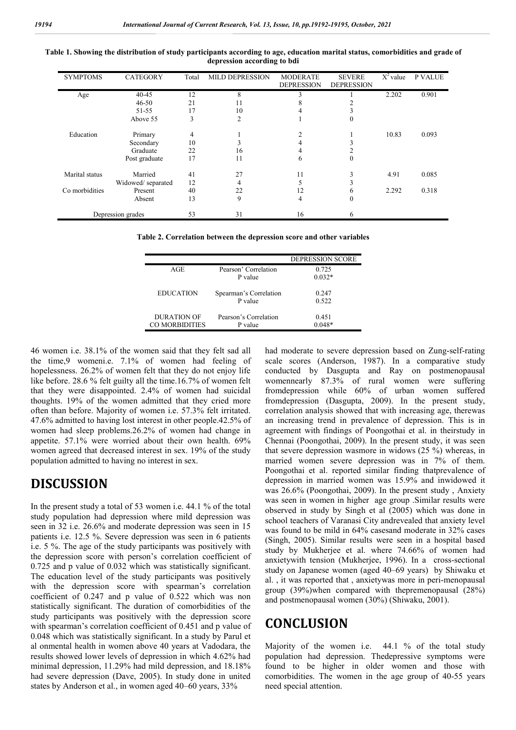**Table 1. Showing the distribution of study participants according to age, education marital status, comorbidities and grade of depression according to bdi**

| SYMPTOMS | CATEGORY | Total | MILD DEPRESSION | MODERATE DEPRESSION | SEVERE DEPRESSION | $X^2$ value | P VALUE |
|---|---|---|---|---|---|---|---|
| Age | 40-45 | 12 | 8 | 3 | 1 | 2.202 | 0.901 |
| | 46-50 | 21 | 11 | 8 | 2 | | |
| | 51-55 | 17 | 10 | 4 | 3 | | |
| | Above 55 | 3 | 2 | 1 | 0 | | |
| Education | Primary | 4 | 1 | 2 | 1 | 10.83 | 0.093 |
| | Secondary | 10 | 3 | 4 | 3 | | |
| | Graduate | 22 | 16 | 4 | 2 | | |
| | Post graduate | 17 | 11 | 6 | 0 | | |
| Marital status | Married | 41 | 27 | 11 | 3 | 4.91 | 0.085 |
| | Widowed/ separated | 12 | 4 | 5 | 3 | | |
| Co morbidities | Present | 40 | 22 | 12 | 6 | 2.292 | 0.318 |
| | Absent | 13 | 9 | 4 | 0 | | |
| Depression grades | | 53 | 31 | 16 | 6 | | |

**Table 2. Correlation between the depression score and other variables**

| | | DEPRESSION SCORE |
|---|---|---|
| AGE | Pearson' Correlation | 0.725 |
| | P value | 0.032* |
| EDUCATION | Spearman's Correlation | 0.247 |
| | P value | 0.522 |
| DURATION OF CO MORBIDITIES | Pearson's Correlation | 0.451 |
| | P value | 0.048* |

46 women i.e. 38.1% of the women said that they felt sad all the time,9 womeni.e. 7.1% of women had feeling of hopelessness. 26.2% of women felt that they do not enjoy life like before. 28.6 % felt guilty all the time.16.7% of women felt that they were disappointed. 2.4% of women had suicidal thoughts. 19% of the women admitted that they cried more often than before. Majority of women i.e. 57.3% felt irritated. 47.6% admitted to having lost interest in other people.42.5% of women had sleep problems.26.2% of women had change in appetite. 57.1% were worried about their own health. 69% women agreed that decreased interest in sex. 19% of the study population admitted to having no interest in sex.

## DISCUSSION

In the present study a total of 53 women i.e. 44.1 % of the total study population had depression where mild depression was seen in 32 i.e. 26.6% and moderate depression was seen in 15 patients i.e. 12.5 %. Severe depression was seen in 6 patients i.e. 5 %. The age of the study participants was positively with the depression score with person's correlation coefficient of 0.725 and p value of 0.032 which was statistically significant. The education level of the study participants was positively with the depression score with spearman's correlation coefficient of 0.247 and p value of 0.522 which was non statistically significant. The duration of comorbidities of the study participants was positively with the depression score with spearman's correlation coefficient of 0.451 and p value of 0.048 which was statistically significant. In a study by Parul et al onmental health in women above 40 years at Vadodara, the results showed lower levels of depression in which 4.62% had minimal depression, 11.29% had mild depression, and 18.18% had severe depression (Dave, 2005). In study done in united states by Anderson et al., in women aged 40–60 years, 33% had moderate to severe depression based on Zung-self-rating scale scores (Anderson, 1987). In a comparative study conducted by Dasgupta and Ray on postmenopausal womennearly 87.3% of rural women were suffering fromdepression while 60% of urban women suffered fromdepression (Dasgupta, 2009). In the present study, correlation analysis showed that with increasing age, therewas an increasing trend in prevalence of depression. This is in agreement with findings of Poongothai et al. in theirstudy in Chennai (Poongothai, 2009). In the present study, it was seen that severe depression wasmore in widows (25 %) whereas, in married women severe depression was in 7% of them. Poongothai et al. reported similar finding thatprevalence of depression in married women was 15.9% and inwidowed it was 26.6% (Poongothai, 2009). In the present study , Anxiety was seen in women in higher age group .Similar results were observed in study by Singh et al (2005) which was done in school teachers of Varanasi City andrevealed that anxiety level was found to be mild in 64% casesand moderate in 32% cases (Singh, 2005). Similar results were seen in a hospital based study by Mukherjee et al. where 74.66% of women had anxietywith tension (Mukherjee, 1996). In a cross-sectional study on Japanese women (aged 40–69 years) by Shiwaku et al. , it was reported that , anxietywas more in peri-menopausal group (39%)when compared with thepremenopausal (28%) and postmenopausal women (30%) (Shiwaku, 2001).

## CONCLUSION

Majority of the women i.e. 44.1 % of the total study population had depression. Thedepressive symptoms were found to be higher in older women and those with comorbidities. The women in the age group of 40-55 years need special attention.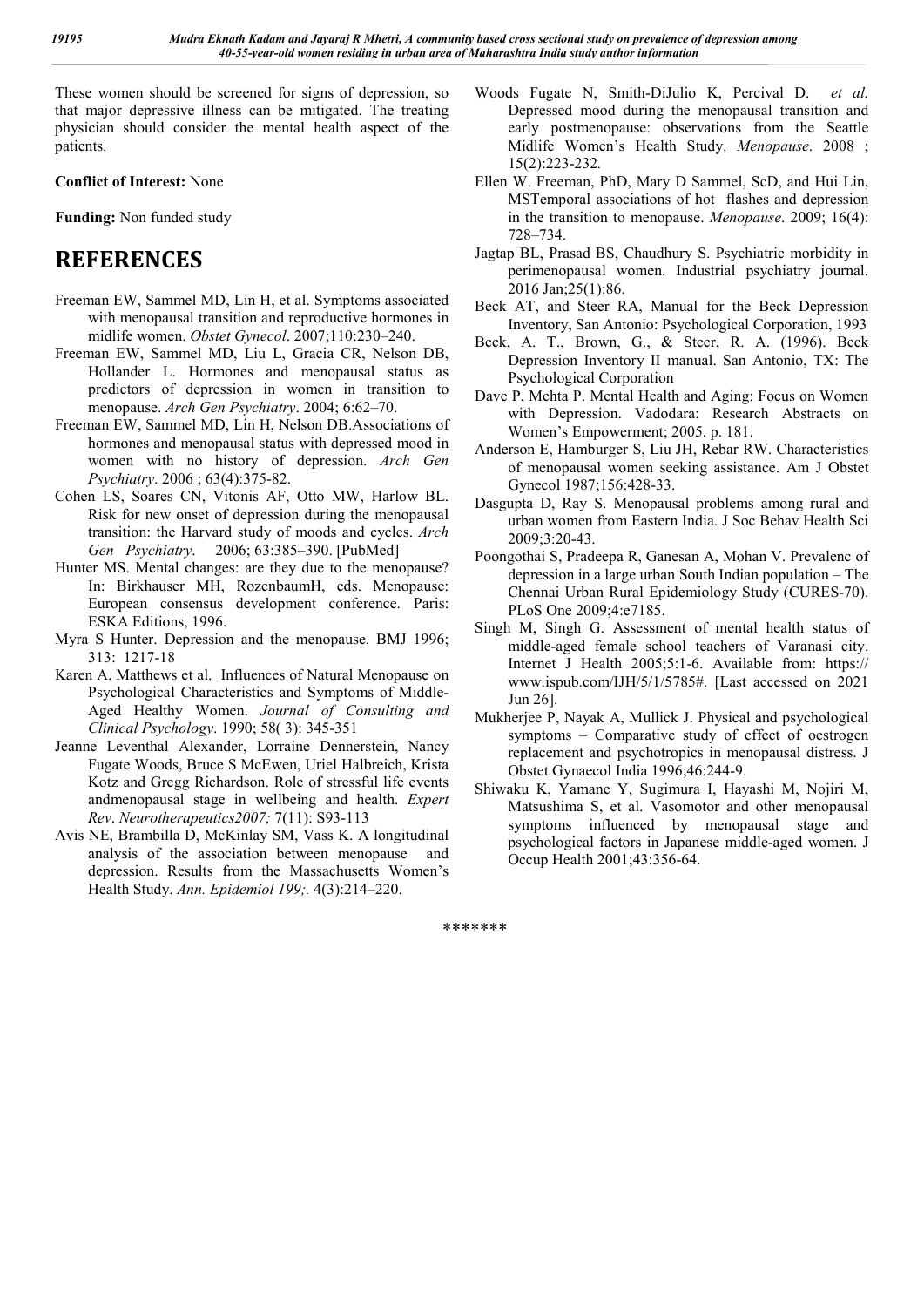These women should be screened for signs of depression, so that major depressive illness can be mitigated. The treating physician should consider the mental health aspect of the patients.

**Conflict of Interest:** None

**Funding:** Non funded study

# REFERENCES

Freeman EW, Sammel MD, Lin H, et al. Symptoms associated with menopausal transition and reproductive hormones in midlife women. *Obstet Gynecol*. 2007;110:230–240.

Freeman EW, Sammel MD, Liu L, Gracia CR, Nelson DB, Hollander L. Hormones and menopausal status as predictors of depression in women in transition to menopause. *Arch Gen Psychiatry*. 2004; 6:62–70.

Freeman EW, Sammel MD, Lin H, Nelson DB.Associations of hormones and menopausal status with depressed mood in women with no history of depression. *Arch Gen Psychiatry*. 2006 ; 63(4):375-82.

Cohen LS, Soares CN, Vitonis AF, Otto MW, Harlow BL. Risk for new onset of depression during the menopausal transition: the Harvard study of moods and cycles. *Arch Gen Psychiatry*. 2006; 63:385–390. [PubMed]

Hunter MS. Mental changes: are they due to the menopause? In: Birkhauser MH, RozenbaumH, eds. Menopause: European consensus development conference. Paris: ESKA Editions, 1996.

Myra S Hunter. Depression and the menopause. BMJ 1996; 313: 1217-18

Karen A. Matthews et al. Influences of Natural Menopause on Psychological Characteristics and Symptoms of Middle-Aged Healthy Women. *Journal of Consulting and Clinical Psychology*. 1990; 58( 3): 345-351

Jeanne Leventhal Alexander, Lorraine Dennerstein, Nancy Fugate Woods, Bruce S McEwen, Uriel Halbreich, Krista Kotz and Gregg Richardson. Role of stressful life events andmenopausal stage in wellbeing and health. *Expert Rev*. *Neurotherapeutics2007;* 7(11): S93-113

Avis NE, Brambilla D, McKinlay SM, Vass K. A longitudinal analysis of the association between menopause and depression. Results from the Massachusetts Women's Health Study. *Ann. Epidemiol 199;*. 4(3):214–220.

Woods Fugate N, Smith-DiJulio K, Percival D. *et al.* Depressed mood during the menopausal transition and early postmenopause: observations from the Seattle Midlife Women's Health Study. *Menopause*. 2008 ; 15(2):223-232.

Ellen W. Freeman, PhD, Mary D Sammel, ScD, and Hui Lin, MSTemporal associations of hot flashes and depression in the transition to menopause. *Menopause*. 2009; 16(4): 728–734.

Jagtap BL, Prasad BS, Chaudhury S. Psychiatric morbidity in perimenopausal women. Industrial psychiatry journal. 2016 Jan;25(1):86.

Beck AT, and Steer RA, Manual for the Beck Depression Inventory, San Antonio: Psychological Corporation, 1993

Beck, A. T., Brown, G., & Steer, R. A. (1996). Beck Depression Inventory II manual. San Antonio, TX: The Psychological Corporation

Dave P, Mehta P. Mental Health and Aging: Focus on Women with Depression. Vadodara: Research Abstracts on Women's Empowerment; 2005. p. 181.

Anderson E, Hamburger S, Liu JH, Rebar RW. Characteristics of menopausal women seeking assistance. Am J Obstet Gynecol 1987;156:428-33.

Dasgupta D, Ray S. Menopausal problems among rural and urban women from Eastern India. J Soc Behav Health Sci 2009;3:20-43.

Poongothai S, Pradeepa R, Ganesan A, Mohan V. Prevalenc of depression in a large urban South Indian population – The Chennai Urban Rural Epidemiology Study (CURES-70). PLoS One 2009;4:e7185.

Singh M, Singh G. Assessment of mental health status of middle-aged female school teachers of Varanasi city. Internet J Health 2005;5:1-6. Available from: https:// www.ispub.com/IJH/5/1/5785#. [Last accessed on 2021 Jun 26].

Mukherjee P, Nayak A, Mullick J. Physical and psychological symptoms – Comparative study of effect of oestrogen replacement and psychotropics in menopausal distress. J Obstet Gynaecol India 1996;46:244-9.

Shiwaku K, Yamane Y, Sugimura I, Hayashi M, Nojiri M, Matsushima S, et al. Vasomotor and other menopausal symptoms influenced by menopausal stage and psychological factors in Japanese middle-aged women. J Occup Health 2001;43:356-64.

*******